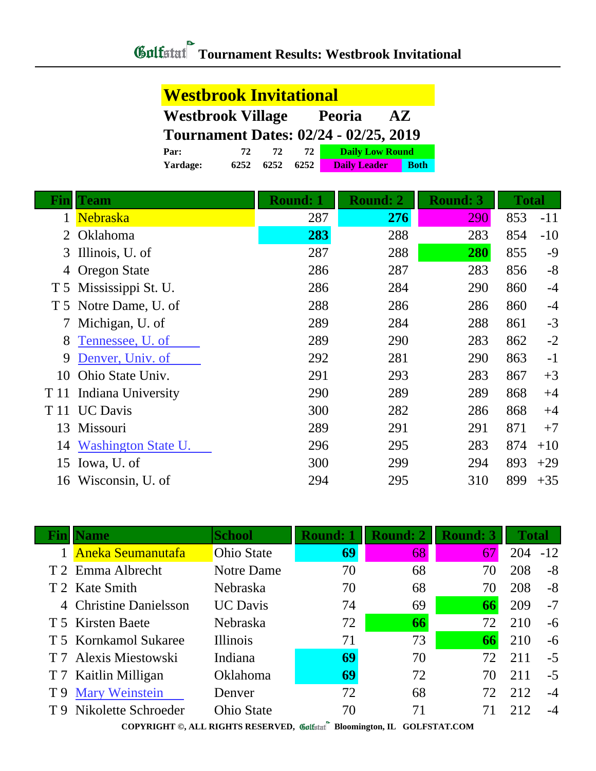# Golfstat Tournament Results: Westbrook Invitational

## Westbrook Invitational

**Westbrook Village** **Peoria** **AZ**

**Tournament Dates: 02/24 - 02/25, 2019**

| | | | | |
|---|---|---|---|---|
| **Par:** | 72 | 72 | 72 | Daily Low Round |
| **Yardage:** | 6252 | 6252 | 6252 | Daily Leader / Both |

| Fin | Team | Round: 1 | Round: 2 | Round: 3 | Total | |
|---|---|---|---|---|---|---|
| 1 | Nebraska | 287 | **276** | 290 | 853 | -11 |
| 2 | Oklahoma | **283** | 288 | 283 | 854 | -10 |
| 3 | Illinois, U. of | 287 | 288 | **280** | 855 | -9 |
| 4 | Oregon State | 286 | 287 | 283 | 856 | -8 |
| T 5 | Mississippi St. U. | 286 | 284 | 290 | 860 | -4 |
| T 5 | Notre Dame, U. of | 288 | 286 | 286 | 860 | -4 |
| 7 | Michigan, U. of | 289 | 284 | 288 | 861 | -3 |
| 8 | Tennessee, U. of | 289 | 290 | 283 | 862 | -2 |
| 9 | Denver, Univ. of | 292 | 281 | 290 | 863 | -1 |
| 10 | Ohio State Univ. | 291 | 293 | 283 | 867 | +3 |
| T 11 | Indiana University | 290 | 289 | 289 | 868 | +4 |
| T 11 | UC Davis | 300 | 282 | 286 | 868 | +4 |
| 13 | Missouri | 289 | 291 | 291 | 871 | +7 |
| 14 | Washington State U. | 296 | 295 | 283 | 874 | +10 |
| 15 | Iowa, U. of | 300 | 299 | 294 | 893 | +29 |
| 16 | Wisconsin, U. of | 294 | 295 | 310 | 899 | +35 |

| Fin | Name | School | Round: 1 | Round: 2 | Round: 3 | Total | |
|---|---|---|---|---|---|---|---|
| 1 | Aneka Seumanutafa | Ohio State | **69** | 68 | 67 | 204 | -12 |
| T 2 | Emma Albrecht | Notre Dame | 70 | 68 | 70 | 208 | -8 |
| T 2 | Kate Smith | Nebraska | 70 | 68 | 70 | 208 | -8 |
| 4 | Christine Danielsson | UC Davis | 74 | 69 | **66** | 209 | -7 |
| T 5 | Kirsten Baete | Nebraska | 72 | **66** | 72 | 210 | -6 |
| T 5 | Kornkamol Sukaree | Illinois | 71 | 73 | **66** | 210 | -6 |
| T 7 | Alexis Miestowski | Indiana | **69** | 70 | 72 | 211 | -5 |
| T 7 | Kaitlin Milligan | Oklahoma | **69** | 72 | 70 | 211 | -5 |
| T 9 | Mary Weinstein | Denver | 72 | 68 | 72 | 212 | -4 |
| T 9 | Nikolette Schroeder | Ohio State | 70 | 71 | 71 | 212 | -4 |

COPYRIGHT ©, ALL RIGHTS RESERVED, Golfstat Bloomington, IL GOLFSTAT.COM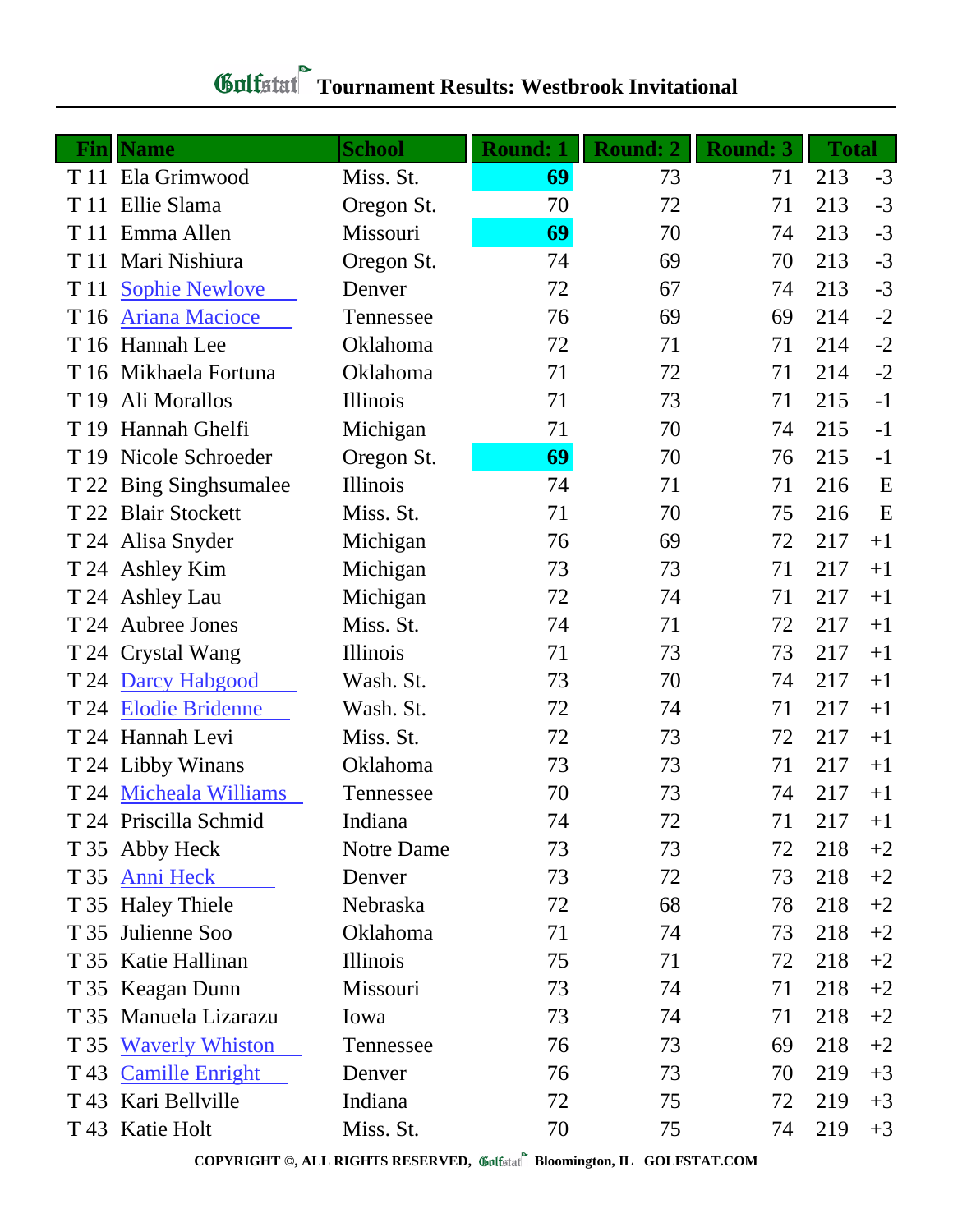# Golfstat Tournament Results: Westbrook Invitational

| Fin | Name | School | Round: 1 | Round: 2 | Round: 3 | Total | |
|---|---|---|---|---|---|---|---|
| T 11 | Ela Grimwood | Miss. St. | **69** | 73 | 71 | 213 | -3 |
| T 11 | Ellie Slama | Oregon St. | 70 | 72 | 71 | 213 | -3 |
| T 11 | Emma Allen | Missouri | **69** | 70 | 74 | 213 | -3 |
| T 11 | Mari Nishiura | Oregon St. | 74 | 69 | 70 | 213 | -3 |
| T 11 | Sophie Newlove | Denver | 72 | 67 | 74 | 213 | -3 |
| T 16 | Ariana Macioce | Tennessee | 76 | 69 | 69 | 214 | -2 |
| T 16 | Hannah Lee | Oklahoma | 72 | 71 | 71 | 214 | -2 |
| T 16 | Mikhaela Fortuna | Oklahoma | 71 | 72 | 71 | 214 | -2 |
| T 19 | Ali Morallos | Illinois | 71 | 73 | 71 | 215 | -1 |
| T 19 | Hannah Ghelfi | Michigan | 71 | 70 | 74 | 215 | -1 |
| T 19 | Nicole Schroeder | Oregon St. | **69** | 70 | 76 | 215 | -1 |
| T 22 | Bing Singhsumalee | Illinois | 74 | 71 | 71 | 216 | E |
| T 22 | Blair Stockett | Miss. St. | 71 | 70 | 75 | 216 | E |
| T 24 | Alisa Snyder | Michigan | 76 | 69 | 72 | 217 | +1 |
| T 24 | Ashley Kim | Michigan | 73 | 73 | 71 | 217 | +1 |
| T 24 | Ashley Lau | Michigan | 72 | 74 | 71 | 217 | +1 |
| T 24 | Aubree Jones | Miss. St. | 74 | 71 | 72 | 217 | +1 |
| T 24 | Crystal Wang | Illinois | 71 | 73 | 73 | 217 | +1 |
| T 24 | Darcy Habgood | Wash. St. | 73 | 70 | 74 | 217 | +1 |
| T 24 | Elodie Bridenne | Wash. St. | 72 | 74 | 71 | 217 | +1 |
| T 24 | Hannah Levi | Miss. St. | 72 | 73 | 72 | 217 | +1 |
| T 24 | Libby Winans | Oklahoma | 73 | 73 | 71 | 217 | +1 |
| T 24 | Micheala Williams | Tennessee | 70 | 73 | 74 | 217 | +1 |
| T 24 | Priscilla Schmid | Indiana | 74 | 72 | 71 | 217 | +1 |
| T 35 | Abby Heck | Notre Dame | 73 | 73 | 72 | 218 | +2 |
| T 35 | Anni Heck | Denver | 73 | 72 | 73 | 218 | +2 |
| T 35 | Haley Thiele | Nebraska | 72 | 68 | 78 | 218 | +2 |
| T 35 | Julienne Soo | Oklahoma | 71 | 74 | 73 | 218 | +2 |
| T 35 | Katie Hallinan | Illinois | 75 | 71 | 72 | 218 | +2 |
| T 35 | Keagan Dunn | Missouri | 73 | 74 | 71 | 218 | +2 |
| T 35 | Manuela Lizarazu | Iowa | 73 | 74 | 71 | 218 | +2 |
| T 35 | Waverly Whiston | Tennessee | 76 | 73 | 69 | 218 | +2 |
| T 43 | Camille Enright | Denver | 76 | 73 | 70 | 219 | +3 |
| T 43 | Kari Bellville | Indiana | 72 | 75 | 72 | 219 | +3 |
| T 43 | Katie Holt | Miss. St. | 70 | 75 | 74 | 219 | +3 |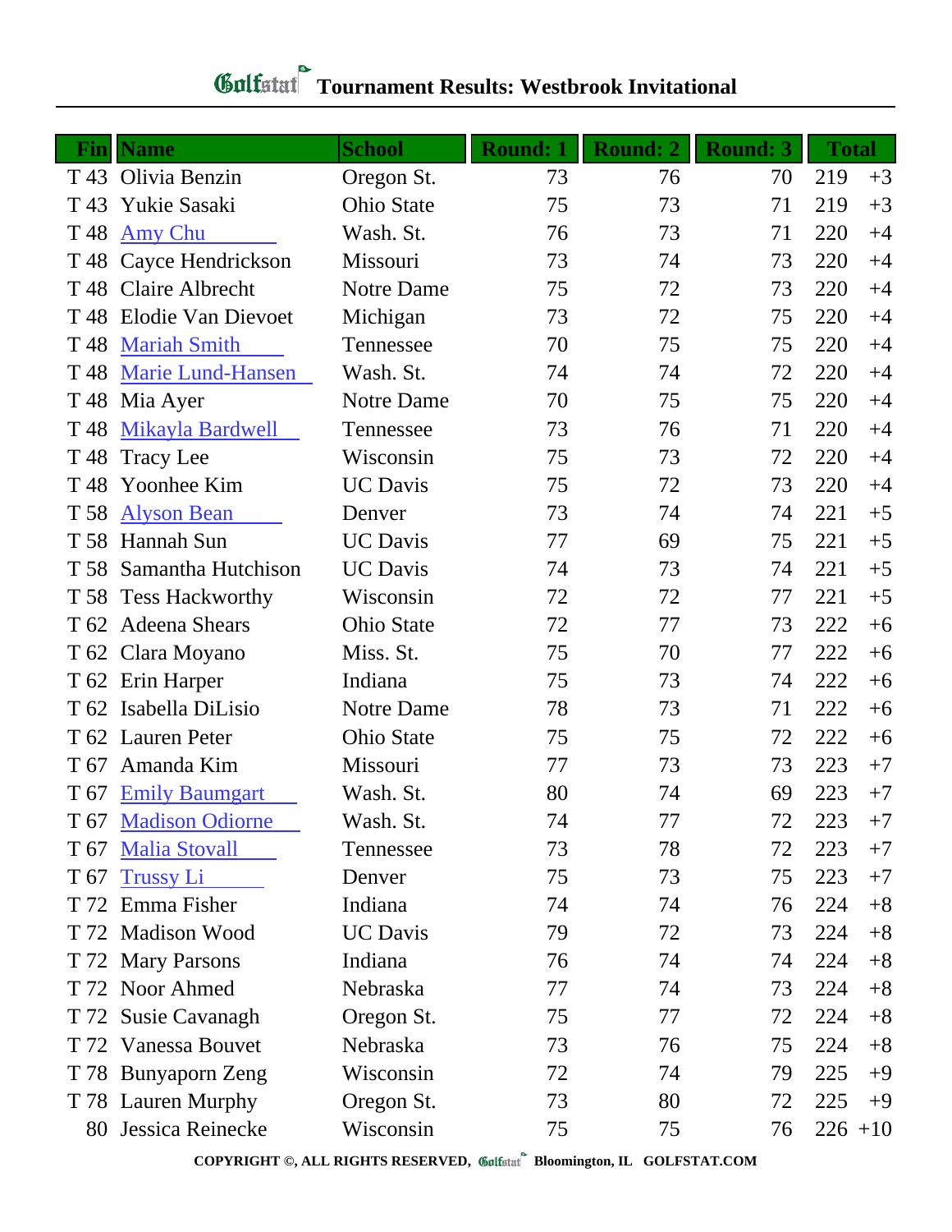# Golfstat Tournament Results: Westbrook Invitational

| Fin | Name | School | Round: 1 | Round: 2 | Round: 3 | Total | |
|---|---|---|---|---|---|---|---|
| T 43 | Olivia Benzin | Oregon St. | 73 | 76 | 70 | 219 | +3 |
| T 43 | Yukie Sasaki | Ohio State | 75 | 73 | 71 | 219 | +3 |
| T 48 | Amy Chu | Wash. St. | 76 | 73 | 71 | 220 | +4 |
| T 48 | Cayce Hendrickson | Missouri | 73 | 74 | 73 | 220 | +4 |
| T 48 | Claire Albrecht | Notre Dame | 75 | 72 | 73 | 220 | +4 |
| T 48 | Elodie Van Dievoet | Michigan | 73 | 72 | 75 | 220 | +4 |
| T 48 | Mariah Smith | Tennessee | 70 | 75 | 75 | 220 | +4 |
| T 48 | Marie Lund-Hansen | Wash. St. | 74 | 74 | 72 | 220 | +4 |
| T 48 | Mia Ayer | Notre Dame | 70 | 75 | 75 | 220 | +4 |
| T 48 | Mikayla Bardwell | Tennessee | 73 | 76 | 71 | 220 | +4 |
| T 48 | Tracy Lee | Wisconsin | 75 | 73 | 72 | 220 | +4 |
| T 48 | Yoonhee Kim | UC Davis | 75 | 72 | 73 | 220 | +4 |
| T 58 | Alyson Bean | Denver | 73 | 74 | 74 | 221 | +5 |
| T 58 | Hannah Sun | UC Davis | 77 | 69 | 75 | 221 | +5 |
| T 58 | Samantha Hutchison | UC Davis | 74 | 73 | 74 | 221 | +5 |
| T 58 | Tess Hackworthy | Wisconsin | 72 | 72 | 77 | 221 | +5 |
| T 62 | Adeena Shears | Ohio State | 72 | 77 | 73 | 222 | +6 |
| T 62 | Clara Moyano | Miss. St. | 75 | 70 | 77 | 222 | +6 |
| T 62 | Erin Harper | Indiana | 75 | 73 | 74 | 222 | +6 |
| T 62 | Isabella DiLisio | Notre Dame | 78 | 73 | 71 | 222 | +6 |
| T 62 | Lauren Peter | Ohio State | 75 | 75 | 72 | 222 | +6 |
| T 67 | Amanda Kim | Missouri | 77 | 73 | 73 | 223 | +7 |
| T 67 | Emily Baumgart | Wash. St. | 80 | 74 | 69 | 223 | +7 |
| T 67 | Madison Odiorne | Wash. St. | 74 | 77 | 72 | 223 | +7 |
| T 67 | Malia Stovall | Tennessee | 73 | 78 | 72 | 223 | +7 |
| T 67 | Trussy Li | Denver | 75 | 73 | 75 | 223 | +7 |
| T 72 | Emma Fisher | Indiana | 74 | 74 | 76 | 224 | +8 |
| T 72 | Madison Wood | UC Davis | 79 | 72 | 73 | 224 | +8 |
| T 72 | Mary Parsons | Indiana | 76 | 74 | 74 | 224 | +8 |
| T 72 | Noor Ahmed | Nebraska | 77 | 74 | 73 | 224 | +8 |
| T 72 | Susie Cavanagh | Oregon St. | 75 | 77 | 72 | 224 | +8 |
| T 72 | Vanessa Bouvet | Nebraska | 73 | 76 | 75 | 224 | +8 |
| T 78 | Bunyaporn Zeng | Wisconsin | 72 | 74 | 79 | 225 | +9 |
| T 78 | Lauren Murphy | Oregon St. | 73 | 80 | 72 | 225 | +9 |
| 80 | Jessica Reinecke | Wisconsin | 75 | 75 | 76 | 226 | +10 |

COPYRIGHT ©, ALL RIGHTS RESERVED, Golfstat Bloomington, IL GOLFSTAT.COM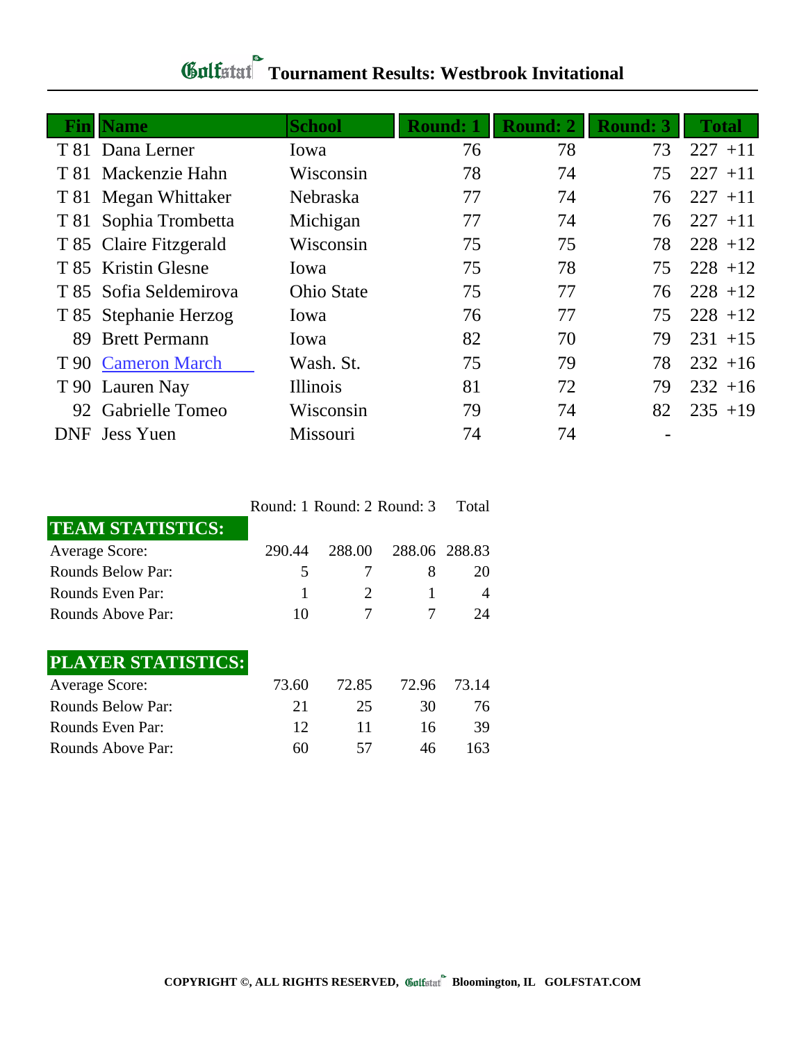# Golfstat Tournament Results: Westbrook Invitational

| Fin | Name | School | Round: 1 | Round: 2 | Round: 3 | Total | |
|---|---|---|---|---|---|---|---|
| T 81 | Dana Lerner | Iowa | 76 | 78 | 73 | 227 | +11 |
| T 81 | Mackenzie Hahn | Wisconsin | 78 | 74 | 75 | 227 | +11 |
| T 81 | Megan Whittaker | Nebraska | 77 | 74 | 76 | 227 | +11 |
| T 81 | Sophia Trombetta | Michigan | 77 | 74 | 76 | 227 | +11 |
| T 85 | Claire Fitzgerald | Wisconsin | 75 | 75 | 78 | 228 | +12 |
| T 85 | Kristin Glesne | Iowa | 75 | 78 | 75 | 228 | +12 |
| T 85 | Sofia Seldemirova | Ohio State | 75 | 77 | 76 | 228 | +12 |
| T 85 | Stephanie Herzog | Iowa | 76 | 77 | 75 | 228 | +12 |
| 89 | Brett Permann | Iowa | 82 | 70 | 79 | 231 | +15 |
| T 90 | Cameron March | Wash. St. | 75 | 79 | 78 | 232 | +16 |
| T 90 | Lauren Nay | Illinois | 81 | 72 | 79 | 232 | +16 |
| 92 | Gabrielle Tomeo | Wisconsin | 79 | 74 | 82 | 235 | +19 |
| DNF | Jess Yuen | Missouri | 74 | 74 | - | | |

| TEAM STATISTICS: | Round: 1 | Round: 2 | Round: 3 | Total |
|---|---|---|---|---|
| Average Score: | 290.44 | 288.00 | 288.06 | 288.83 |
| Rounds Below Par: | 5 | 7 | 8 | 20 |
| Rounds Even Par: | 1 | 2 | 1 | 4 |
| Rounds Above Par: | 10 | 7 | 7 | 24 |

| PLAYER STATISTICS: | Round: 1 | Round: 2 | Round: 3 | Total |
|---|---|---|---|---|
| Average Score: | 73.60 | 72.85 | 72.96 | 73.14 |
| Rounds Below Par: | 21 | 25 | 30 | 76 |
| Rounds Even Par: | 12 | 11 | 16 | 39 |
| Rounds Above Par: | 60 | 57 | 46 | 163 |

COPYRIGHT ©, ALL RIGHTS RESERVED, Golfstat Bloomington, IL GOLFSTAT.COM